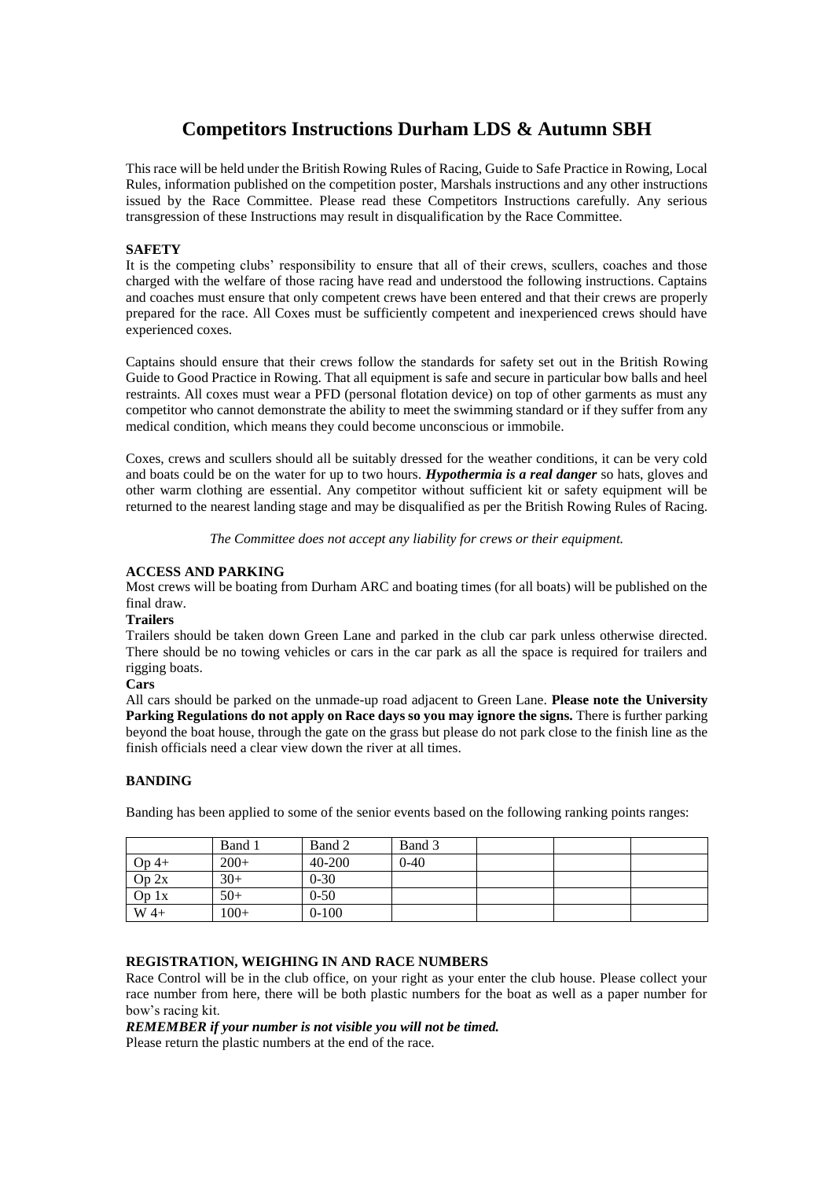# Competitors Instructions Durham LDS & Autumn SBH

This race will be held under the British Rowing Rules of Racing, Guide to Safe Practice in Rowing, Local Rules, information published on the competition poster, Marshals instructions and any other instructions issued by the Race Committee. Please read these Competitors Instructions carefully. Any serious transgression of these Instructions may result in disqualification by the Race Committee.

**SAFETY**

It is the competing clubs' responsibility to ensure that all of their crews, scullers, coaches and those charged with the welfare of those racing have read and understood the following instructions. Captains and coaches must ensure that only competent crews have been entered and that their crews are properly prepared for the race. All Coxes must be sufficiently competent and inexperienced crews should have experienced coxes.

Captains should ensure that their crews follow the standards for safety set out in the British Rowing Guide to Good Practice in Rowing. That all equipment is safe and secure in particular bow balls and heel restraints. All coxes must wear a PFD (personal flotation device) on top of other garments as must any competitor who cannot demonstrate the ability to meet the swimming standard or if they suffer from any medical condition, which means they could become unconscious or immobile.

Coxes, crews and scullers should all be suitably dressed for the weather conditions, it can be very cold and boats could be on the water for up to two hours. ***Hypothermia is a real danger*** so hats, gloves and other warm clothing are essential. Any competitor without sufficient kit or safety equipment will be returned to the nearest landing stage and may be disqualified as per the British Rowing Rules of Racing.

*The Committee does not accept any liability for crews or their equipment.*

**ACCESS AND PARKING**

Most crews will be boating from Durham ARC and boating times (for all boats) will be published on the final draw.

**Trailers**

Trailers should be taken down Green Lane and parked in the club car park unless otherwise directed. There should be no towing vehicles or cars in the car park as all the space is required for trailers and rigging boats.

**Cars**

All cars should be parked on the unmade-up road adjacent to Green Lane. **Please note the University Parking Regulations do not apply on Race days so you may ignore the signs.** There is further parking beyond the boat house, through the gate on the grass but please do not park close to the finish line as the finish officials need a clear view down the river at all times.

**BANDING**

Banding has been applied to some of the senior events based on the following ranking points ranges:

| | Band 1 | Band 2 | Band 3 | | | |
|---|---|---|---|---|---|---|
| Op 4+ | 200+ | 40-200 | 0-40 | | | |
| Op 2x | 30+ | 0-30 | | | | |
| Op 1x | 50+ | 0-50 | | | | |
| W 4+ | 100+ | 0-100 | | | | |

**REGISTRATION, WEIGHING IN AND RACE NUMBERS**

Race Control will be in the club office, on your right as your enter the club house. Please collect your race number from here, there will be both plastic numbers for the boat as well as a paper number for bow's racing kit.

***REMEMBER if your number is not visible you will not be timed.***

Please return the plastic numbers at the end of the race.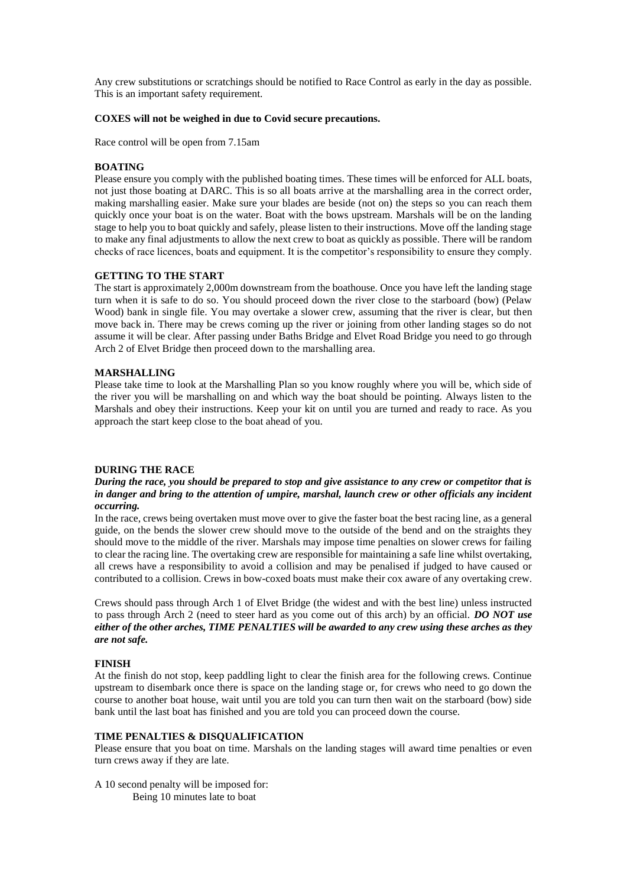Any crew substitutions or scratchings should be notified to Race Control as early in the day as possible. This is an important safety requirement.

**COXES will not be weighed in due to Covid secure precautions.**

Race control will be open from 7.15am

## BOATING

Please ensure you comply with the published boating times. These times will be enforced for ALL boats, not just those boating at DARC. This is so all boats arrive at the marshalling area in the correct order, making marshalling easier. Make sure your blades are beside (not on) the steps so you can reach them quickly once your boat is on the water. Boat with the bows upstream. Marshals will be on the landing stage to help you to boat quickly and safely, please listen to their instructions. Move off the landing stage to make any final adjustments to allow the next crew to boat as quickly as possible. There will be random checks of race licences, boats and equipment. It is the competitor's responsibility to ensure they comply.

## GETTING TO THE START

The start is approximately 2,000m downstream from the boathouse. Once you have left the landing stage turn when it is safe to do so. You should proceed down the river close to the starboard (bow) (Pelaw Wood) bank in single file. You may overtake a slower crew, assuming that the river is clear, but then move back in. There may be crews coming up the river or joining from other landing stages so do not assume it will be clear. After passing under Baths Bridge and Elvet Road Bridge you need to go through Arch 2 of Elvet Bridge then proceed down to the marshalling area.

## MARSHALLING

Please take time to look at the Marshalling Plan so you know roughly where you will be, which side of the river you will be marshalling on and which way the boat should be pointing. Always listen to the Marshals and obey their instructions. Keep your kit on until you are turned and ready to race. As you approach the start keep close to the boat ahead of you.

## DURING THE RACE

***During the race, you should be prepared to stop and give assistance to any crew or competitor that is in danger and bring to the attention of umpire, marshal, launch crew or other officials any incident occurring.***

In the race, crews being overtaken must move over to give the faster boat the best racing line, as a general guide, on the bends the slower crew should move to the outside of the bend and on the straights they should move to the middle of the river. Marshals may impose time penalties on slower crews for failing to clear the racing line. The overtaking crew are responsible for maintaining a safe line whilst overtaking, all crews have a responsibility to avoid a collision and may be penalised if judged to have caused or contributed to a collision. Crews in bow-coxed boats must make their cox aware of any overtaking crew.

Crews should pass through Arch 1 of Elvet Bridge (the widest and with the best line) unless instructed to pass through Arch 2 (need to steer hard as you come out of this arch) by an official. ***DO NOT use either of the other arches, TIME PENALTIES will be awarded to any crew using these arches as they are not safe.***

## FINISH

At the finish do not stop, keep paddling light to clear the finish area for the following crews. Continue upstream to disembark once there is space on the landing stage or, for crews who need to go down the course to another boat house, wait until you are told you can turn then wait on the starboard (bow) side bank until the last boat has finished and you are told you can proceed down the course.

## TIME PENALTIES & DISQUALIFICATION

Please ensure that you boat on time. Marshals on the landing stages will award time penalties or even turn crews away if they are late.

A 10 second penalty will be imposed for:

- Being 10 minutes late to boat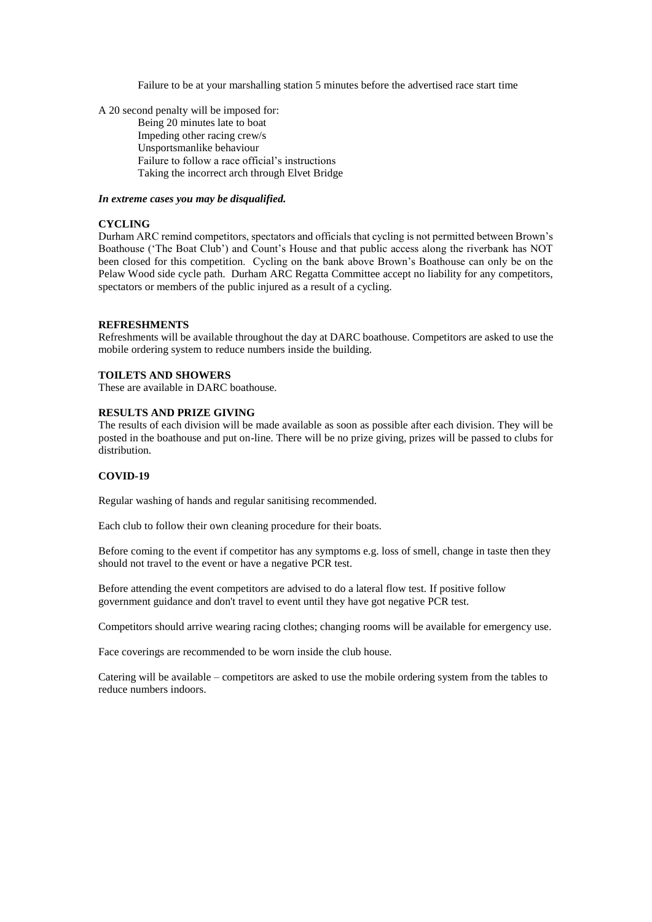Failure to be at your marshalling station 5 minutes before the advertised race start time

A 20 second penalty will be imposed for:

- Being 20 minutes late to boat
- Impeding other racing crew/s
- Unsportsmanlike behaviour
- Failure to follow a race official's instructions
- Taking the incorrect arch through Elvet Bridge

***In extreme cases you may be disqualified.***

**CYCLING**

Durham ARC remind competitors, spectators and officials that cycling is not permitted between Brown's Boathouse ('The Boat Club') and Count's House and that public access along the riverbank has NOT been closed for this competition. Cycling on the bank above Brown's Boathouse can only be on the Pelaw Wood side cycle path. Durham ARC Regatta Committee accept no liability for any competitors, spectators or members of the public injured as a result of a cycling.

**REFRESHMENTS**

Refreshments will be available throughout the day at DARC boathouse. Competitors are asked to use the mobile ordering system to reduce numbers inside the building.

**TOILETS AND SHOWERS**

These are available in DARC boathouse.

**RESULTS AND PRIZE GIVING**

The results of each division will be made available as soon as possible after each division. They will be posted in the boathouse and put on-line. There will be no prize giving, prizes will be passed to clubs for distribution.

**COVID-19**

Regular washing of hands and regular sanitising recommended.

Each club to follow their own cleaning procedure for their boats.

Before coming to the event if competitor has any symptoms e.g. loss of smell, change in taste then they should not travel to the event or have a negative PCR test.

Before attending the event competitors are advised to do a lateral flow test. If positive follow government guidance and don't travel to event until they have got negative PCR test.

Competitors should arrive wearing racing clothes; changing rooms will be available for emergency use.

Face coverings are recommended to be worn inside the club house.

Catering will be available – competitors are asked to use the mobile ordering system from the tables to reduce numbers indoors.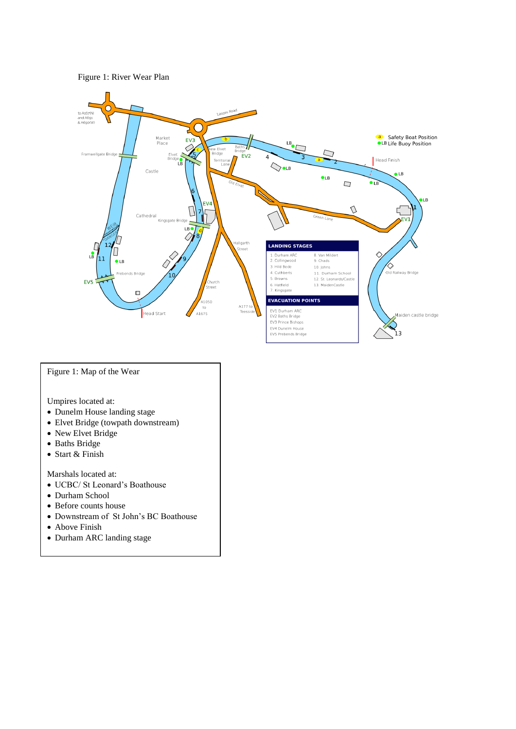Figure 1: River Wear Plan

| LANDING STAGES | |
|---|---|
| 1. Durham ARC | 8. Van Mildert |
| 2. Collingwood | 9. Chads |
| 3. Hild Bede | 10. Johns |
| 4. Cuthberts | 11. Durham School |
| 5. Browns | 12. St. Leonards/Castle |
| 6. Hatfield | 13. MaidenCastle |
| 7. Kingsgate | |

| EVACUATION POINTS |
|---|
| EV1 Durham ARC |
| EV2 Baths Bridge |
| EV3 Prince Bishops |
| EV4 Dunelm House |
| EV5 Prebends Bridge |

Figure 1: Map of the Wear

Umpires located at:

- Dunelm House landing stage
- Elvet Bridge (towpath downstream)
- New Elvet Bridge
- Baths Bridge
- Start & Finish

Marshals located at:

- UCBC/ St Leonard's Boathouse
- Durham School
- Before counts house
- Downstream of St John's BC Boathouse
- Above Finish
- Durham ARC landing stage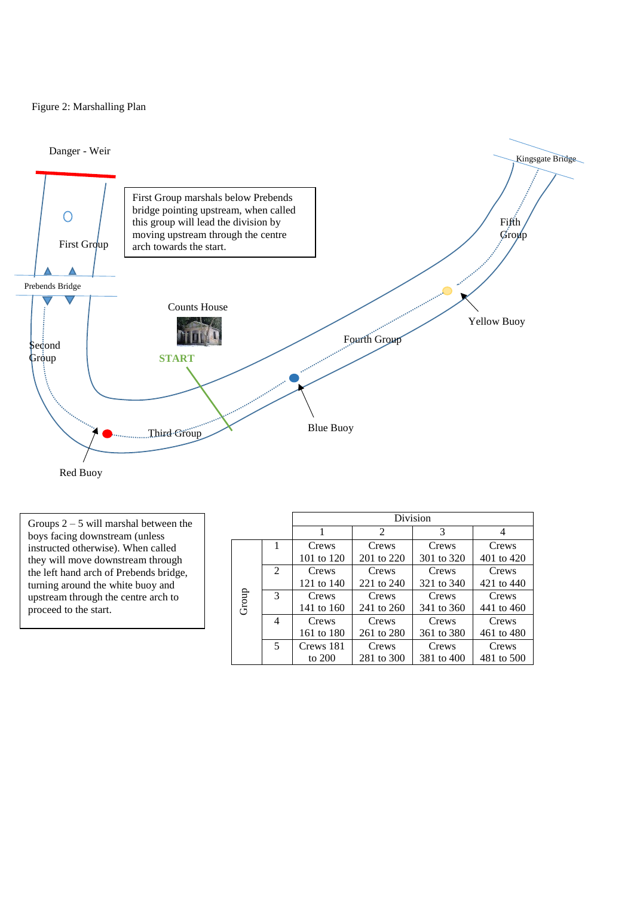Figure 2: Marshalling Plan

Danger - Weir

First Group

Prebends Bridge

Kingsgate Bridge

First Group marshals below Prebends bridge pointing upstream, when called this group will lead the division by moving upstream through the centre arch towards the start.

Counts House

START

Second Group

Third Group

Fourth Group

Fifth Group

Yellow Buoy

Blue Buoy

Red Buoy

Groups 2 – 5 will marshal between the boys facing downstream (unless instructed otherwise). When called they will move downstream through the left hand arch of Prebends bridge, turning around the white buoy and upstream through the centre arch to proceed to the start.

| | | Division | | | |
|---|---|---|---|---|---|
| | | 1 | 2 | 3 | 4 |
| Group | 1 | Crews 101 to 120 | Crews 201 to 220 | Crews 301 to 320 | Crews 401 to 420 |
| | 2 | Crews 121 to 140 | Crews 221 to 240 | Crews 321 to 340 | Crews 421 to 440 |
| | 3 | Crews 141 to 160 | Crews 241 to 260 | Crews 341 to 360 | Crews 441 to 460 |
| | 4 | Crews 161 to 180 | Crews 261 to 280 | Crews 361 to 380 | Crews 461 to 480 |
| | 5 | Crews 181 to 200 | Crews 281 to 300 | Crews 381 to 400 | Crews 481 to 500 |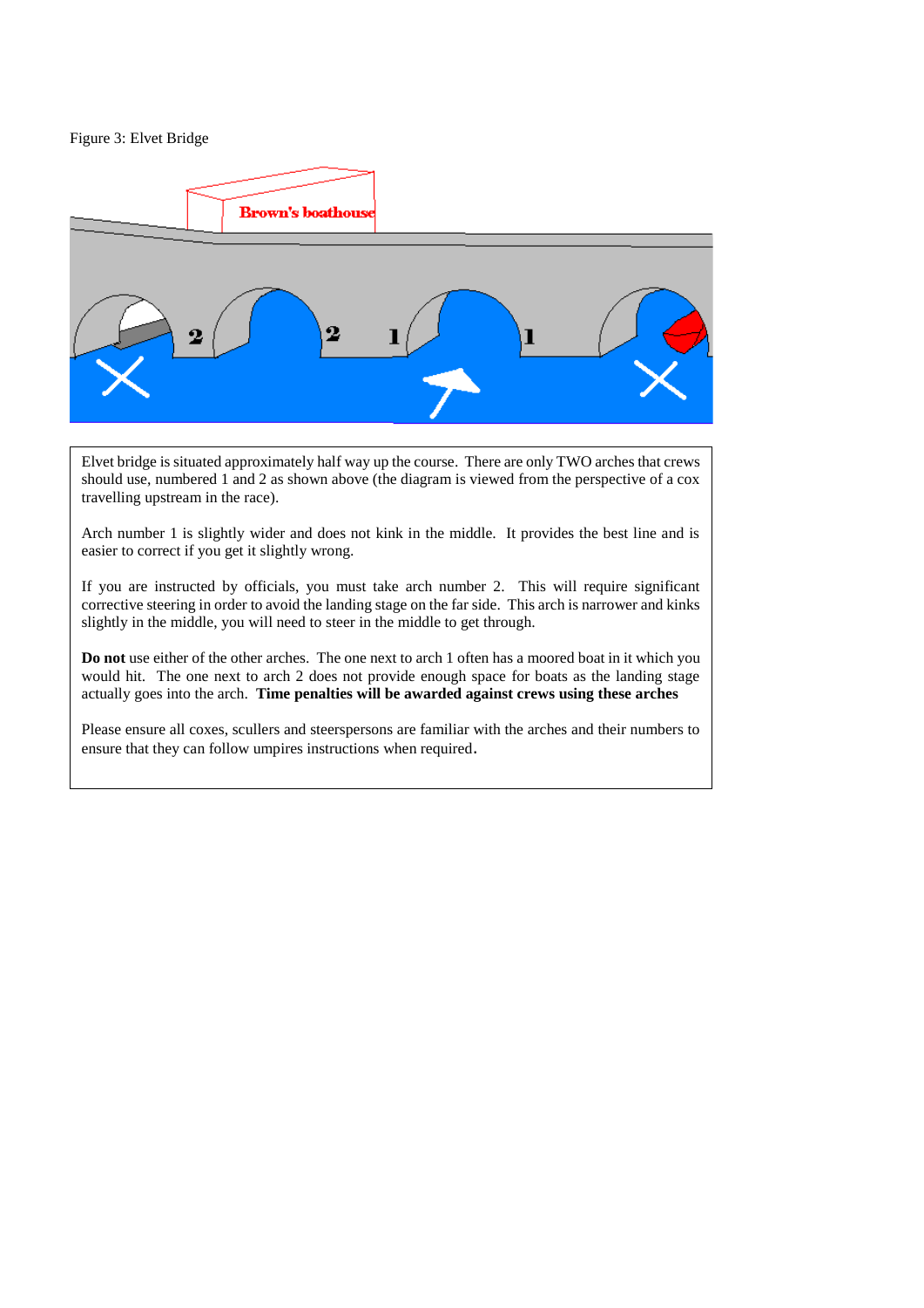Figure 3: Elvet Bridge

Elvet bridge is situated approximately half way up the course. There are only TWO arches that crews should use, numbered 1 and 2 as shown above (the diagram is viewed from the perspective of a cox travelling upstream in the race).

Arch number 1 is slightly wider and does not kink in the middle. It provides the best line and is easier to correct if you get it slightly wrong.

If you are instructed by officials, you must take arch number 2. This will require significant corrective steering in order to avoid the landing stage on the far side. This arch is narrower and kinks slightly in the middle, you will need to steer in the middle to get through.

**Do not** use either of the other arches. The one next to arch 1 often has a moored boat in it which you would hit. The one next to arch 2 does not provide enough space for boats as the landing stage actually goes into the arch. **Time penalties will be awarded against crews using these arches**

Please ensure all coxes, scullers and steerspersons are familiar with the arches and their numbers to ensure that they can follow umpires instructions when required.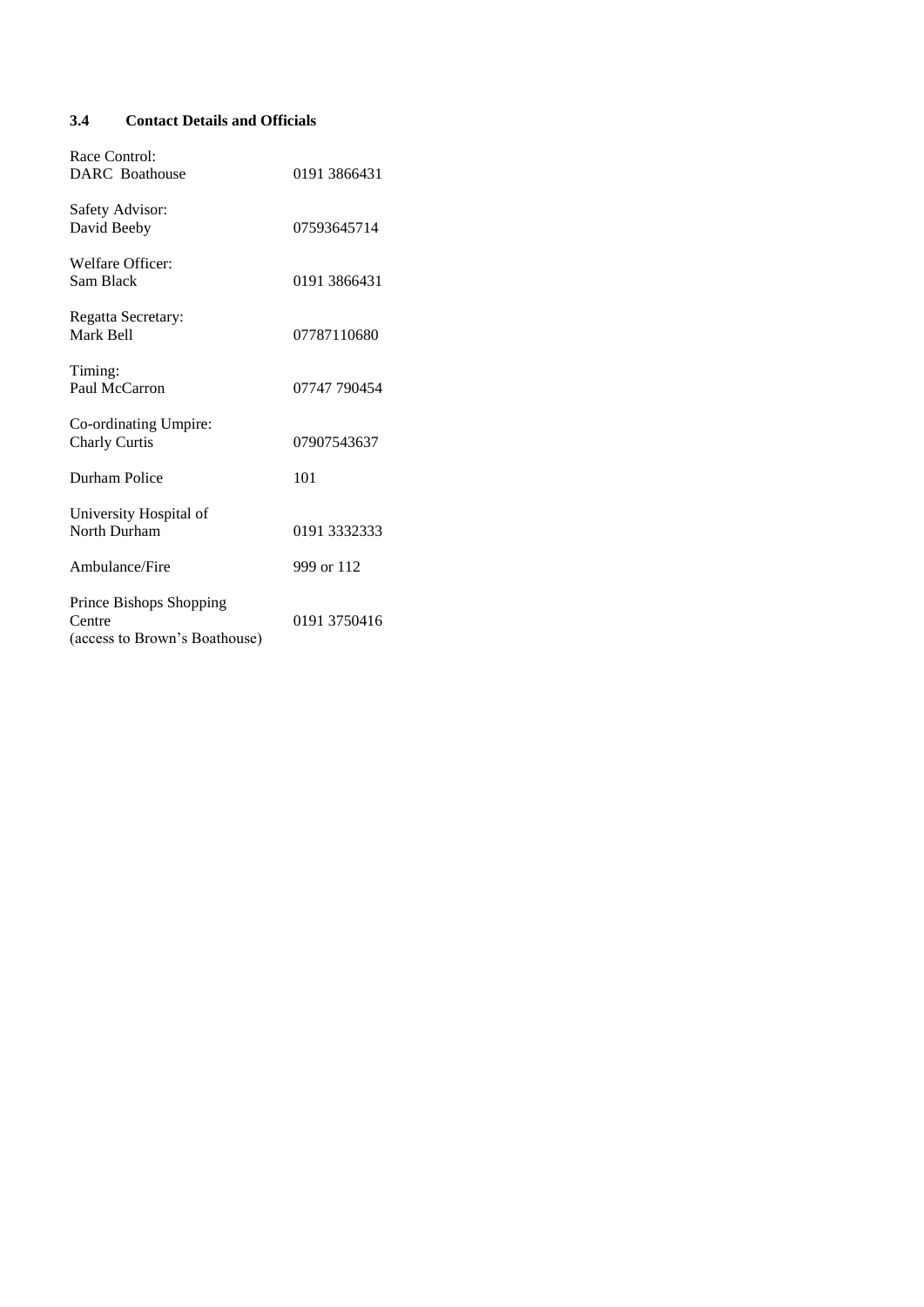### 3.4 Contact Details and Officials

| | |
|---|---|
| Race Control:<br>DARC Boathouse | 0191 3866431 |
| Safety Advisor:<br>David Beeby | 07593645714 |
| Welfare Officer:<br>Sam Black | 0191 3866431 |
| Regatta Secretary:<br>Mark Bell | 07787110680 |
| Timing:<br>Paul McCarron | 07747 790454 |
| Co-ordinating Umpire:<br>Charly Curtis | 07907543637 |
| Durham Police | 101 |
| University Hospital of<br>North Durham | 0191 3332333 |
| Ambulance/Fire | 999 or 112 |
| Prince Bishops Shopping<br>Centre<br>(access to Brown's Boathouse) | 0191 3750416 |